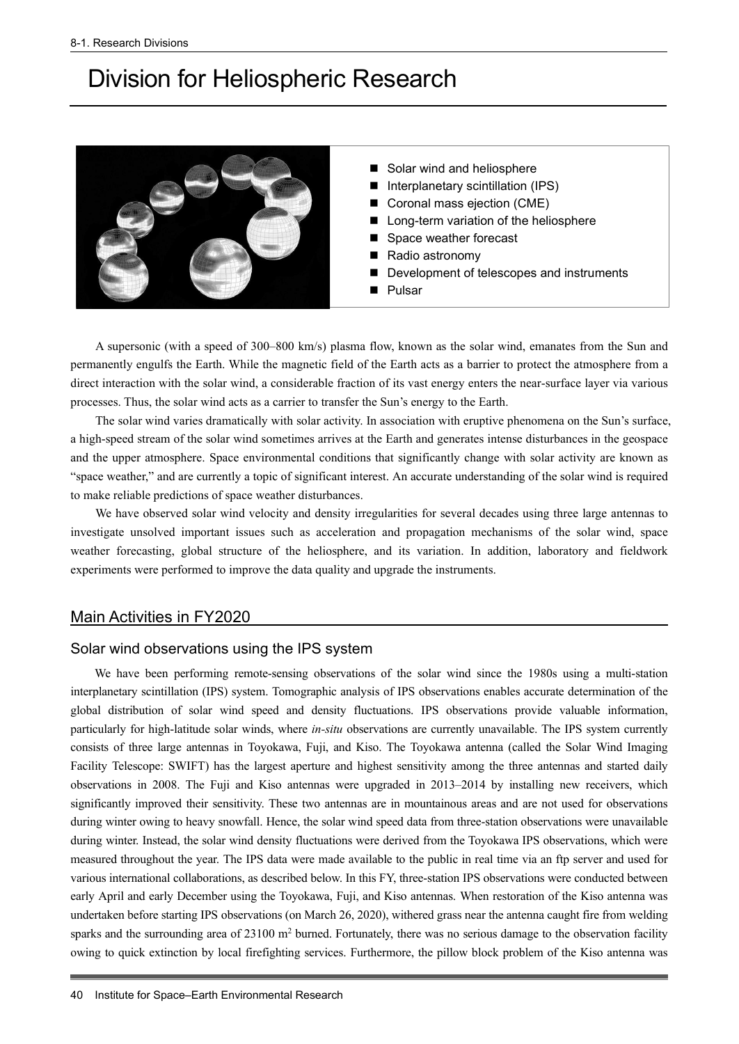# Division for Heliospheric Research

- Solar wind and heliosphere
- Interplanetary scintillation (IPS)
- Coronal mass ejection (CME)
- Long-term variation of the heliosphere
- Space weather forecast
- Radio astronomy
- Development of telescopes and instruments
- Pulsar

A supersonic (with a speed of 300–800 km/s) plasma flow, known as the solar wind, emanates from the Sun and permanently engulfs the Earth. While the magnetic field of the Earth acts as a barrier to protect the atmosphere from a direct interaction with the solar wind, a considerable fraction of its vast energy enters the near-surface layer via various processes. Thus, the solar wind acts as a carrier to transfer the Sun's energy to the Earth.

The solar wind varies dramatically with solar activity. In association with eruptive phenomena on the Sun's surface, a high-speed stream of the solar wind sometimes arrives at the Earth and generates intense disturbances in the geospace and the upper atmosphere. Space environmental conditions that significantly change with solar activity are known as "space weather," and are currently a topic of significant interest. An accurate understanding of the solar wind is required to make reliable predictions of space weather disturbances.

We have observed solar wind velocity and density irregularities for several decades using three large antennas to investigate unsolved important issues such as acceleration and propagation mechanisms of the solar wind, space weather forecasting, global structure of the heliosphere, and its variation. In addition, laboratory and fieldwork experiments were performed to improve the data quality and upgrade the instruments.

## Main Activities in FY2020

### Solar wind observations using the IPS system

We have been performing remote-sensing observations of the solar wind since the 1980s using a multi-station interplanetary scintillation (IPS) system. Tomographic analysis of IPS observations enables accurate determination of the global distribution of solar wind speed and density fluctuations. IPS observations provide valuable information, particularly for high-latitude solar winds, where *in-situ* observations are currently unavailable. The IPS system currently consists of three large antennas in Toyokawa, Fuji, and Kiso. The Toyokawa antenna (called the Solar Wind Imaging Facility Telescope: SWIFT) has the largest aperture and highest sensitivity among the three antennas and started daily observations in 2008. The Fuji and Kiso antennas were upgraded in 2013–2014 by installing new receivers, which significantly improved their sensitivity. These two antennas are in mountainous areas and are not used for observations during winter owing to heavy snowfall. Hence, the solar wind speed data from three-station observations were unavailable during winter. Instead, the solar wind density fluctuations were derived from the Toyokawa IPS observations, which were measured throughout the year. The IPS data were made available to the public in real time via an ftp server and used for various international collaborations, as described below. In this FY, three-station IPS observations were conducted between early April and early December using the Toyokawa, Fuji, and Kiso antennas. When restoration of the Kiso antenna was undertaken before starting IPS observations (on March 26, 2020), withered grass near the antenna caught fire from welding sparks and the surrounding area of 23100 m$^2$ burned. Fortunately, there was no serious damage to the observation facility owing to quick extinction by local firefighting services. Furthermore, the pillow block problem of the Kiso antenna was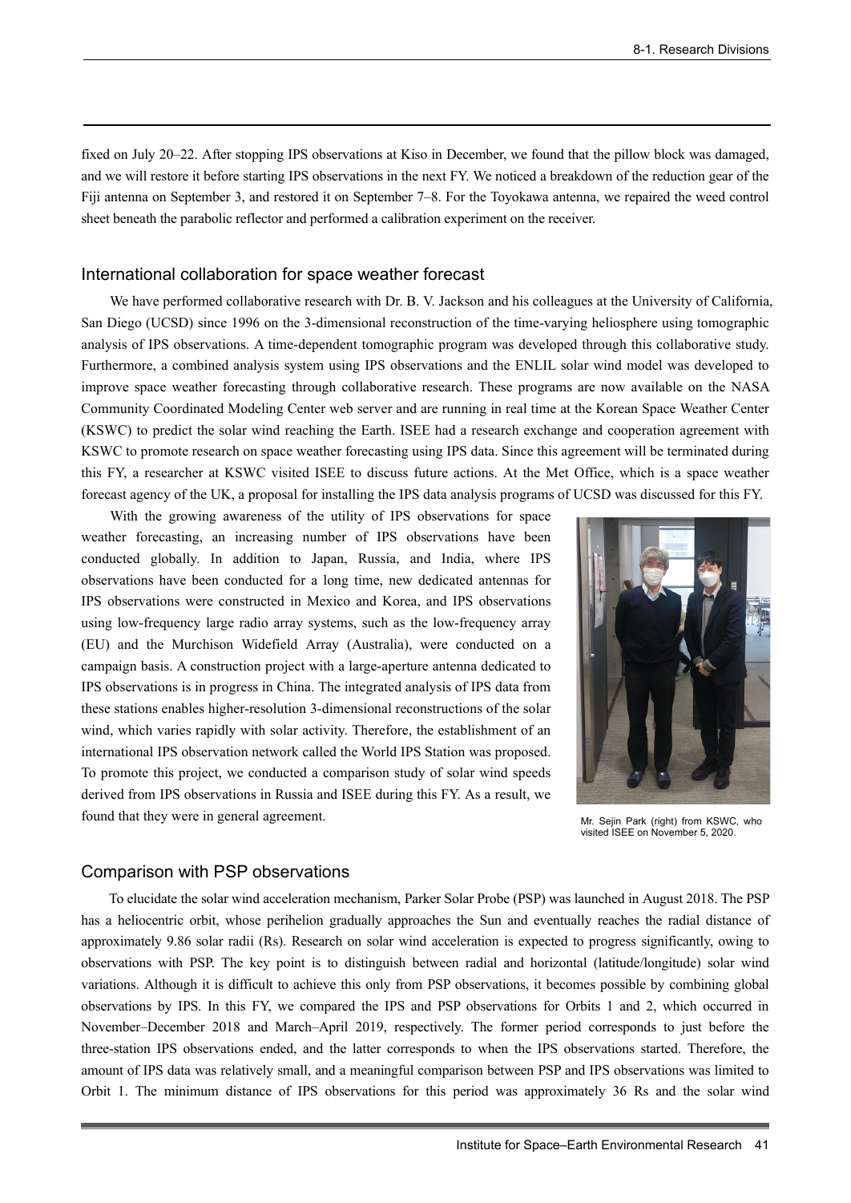fixed on July 20–22. After stopping IPS observations at Kiso in December, we found that the pillow block was damaged, and we will restore it before starting IPS observations in the next FY. We noticed a breakdown of the reduction gear of the Fiji antenna on September 3, and restored it on September 7–8. For the Toyokawa antenna, we repaired the weed control sheet beneath the parabolic reflector and performed a calibration experiment on the receiver.

## International collaboration for space weather forecast

We have performed collaborative research with Dr. B. V. Jackson and his colleagues at the University of California, San Diego (UCSD) since 1996 on the 3-dimensional reconstruction of the time-varying heliosphere using tomographic analysis of IPS observations. A time-dependent tomographic program was developed through this collaborative study. Furthermore, a combined analysis system using IPS observations and the ENLIL solar wind model was developed to improve space weather forecasting through collaborative research. These programs are now available on the NASA Community Coordinated Modeling Center web server and are running in real time at the Korean Space Weather Center (KSWC) to predict the solar wind reaching the Earth. ISEE had a research exchange and cooperation agreement with KSWC to promote research on space weather forecasting using IPS data. Since this agreement will be terminated during this FY, a researcher at KSWC visited ISEE to discuss future actions. At the Met Office, which is a space weather forecast agency of the UK, a proposal for installing the IPS data analysis programs of UCSD was discussed for this FY.

With the growing awareness of the utility of IPS observations for space weather forecasting, an increasing number of IPS observations have been conducted globally. In addition to Japan, Russia, and India, where IPS observations have been conducted for a long time, new dedicated antennas for IPS observations were constructed in Mexico and Korea, and IPS observations using low-frequency large radio array systems, such as the low-frequency array (EU) and the Murchison Widefield Array (Australia), were conducted on a campaign basis. A construction project with a large-aperture antenna dedicated to IPS observations is in progress in China. The integrated analysis of IPS data from these stations enables higher-resolution 3-dimensional reconstructions of the solar wind, which varies rapidly with solar activity. Therefore, the establishment of an international IPS observation network called the World IPS Station was proposed. To promote this project, we conducted a comparison study of solar wind speeds derived from IPS observations in Russia and ISEE during this FY. As a result, we found that they were in general agreement.

Mr. Sejin Park (right) from KSWC, who visited ISEE on November 5, 2020.

## Comparison with PSP observations

To elucidate the solar wind acceleration mechanism, Parker Solar Probe (PSP) was launched in August 2018. The PSP has a heliocentric orbit, whose perihelion gradually approaches the Sun and eventually reaches the radial distance of approximately 9.86 solar radii (Rs). Research on solar wind acceleration is expected to progress significantly, owing to observations with PSP. The key point is to distinguish between radial and horizontal (latitude/longitude) solar wind variations. Although it is difficult to achieve this only from PSP observations, it becomes possible by combining global observations by IPS. In this FY, we compared the IPS and PSP observations for Orbits 1 and 2, which occurred in November–December 2018 and March–April 2019, respectively. The former period corresponds to just before the three-station IPS observations ended, and the latter corresponds to when the IPS observations started. Therefore, the amount of IPS data was relatively small, and a meaningful comparison between PSP and IPS observations was limited to Orbit 1. The minimum distance of IPS observations for this period was approximately 36 Rs and the solar wind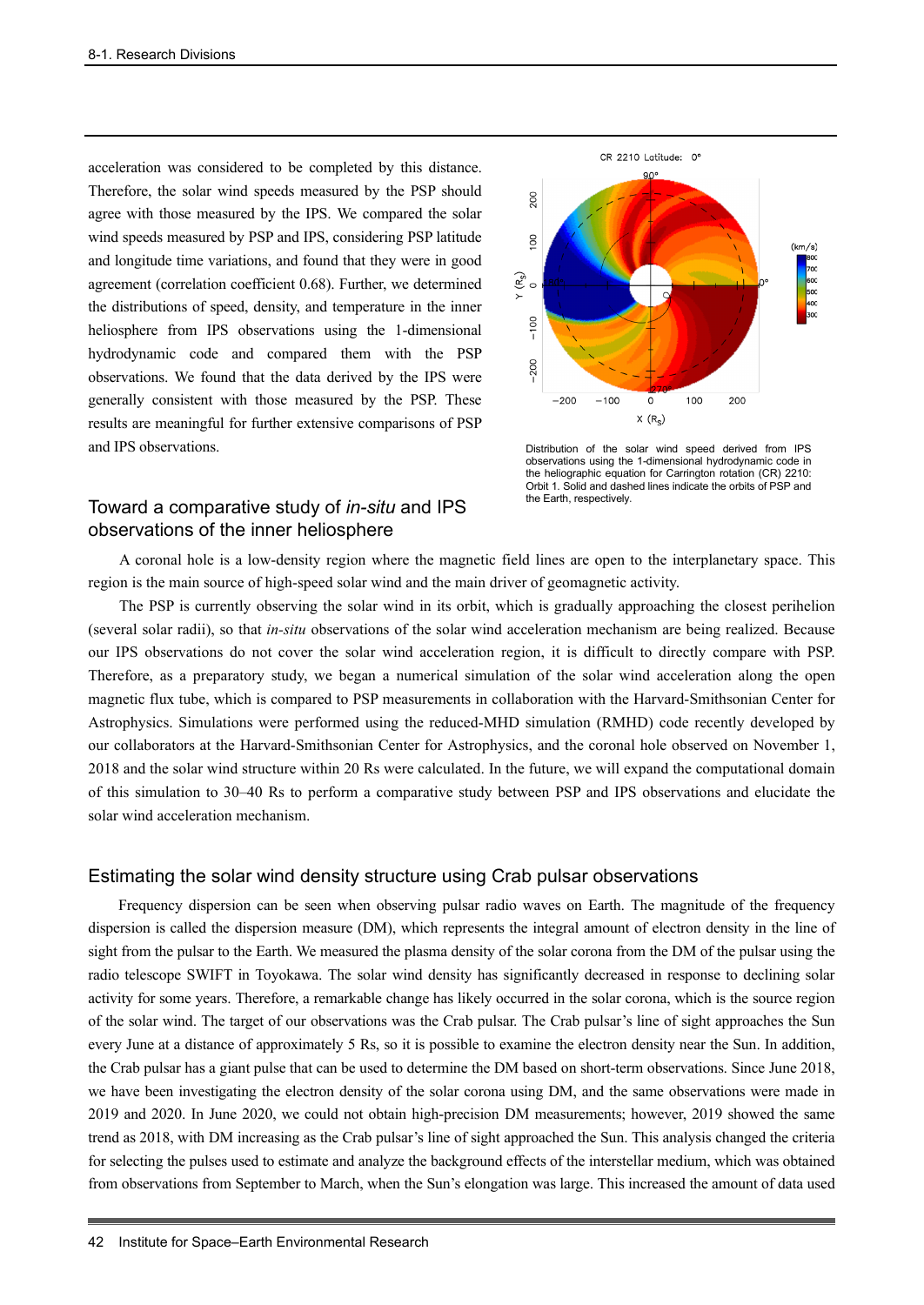acceleration was considered to be completed by this distance. Therefore, the solar wind speeds measured by the PSP should agree with those measured by the IPS. We compared the solar wind speeds measured by PSP and IPS, considering PSP latitude and longitude time variations, and found that they were in good agreement (correlation coefficient 0.68). Further, we determined the distributions of speed, density, and temperature in the inner heliosphere from IPS observations using the 1-dimensional hydrodynamic code and compared them with the PSP observations. We found that the data derived by the IPS were generally consistent with those measured by the PSP. These results are meaningful for further extensive comparisons of PSP and IPS observations.

Distribution of the solar wind speed derived from IPS observations using the 1-dimensional hydrodynamic code in the heliographic equation for Carrington rotation (CR) 2210: Orbit 1. Solid and dashed lines indicate the orbits of PSP and the Earth, respectively.

## Toward a comparative study of *in-situ* and IPS observations of the inner heliosphere

A coronal hole is a low-density region where the magnetic field lines are open to the interplanetary space. This region is the main source of high-speed solar wind and the main driver of geomagnetic activity.

The PSP is currently observing the solar wind in its orbit, which is gradually approaching the closest perihelion (several solar radii), so that *in-situ* observations of the solar wind acceleration mechanism are being realized. Because our IPS observations do not cover the solar wind acceleration region, it is difficult to directly compare with PSP. Therefore, as a preparatory study, we began a numerical simulation of the solar wind acceleration along the open magnetic flux tube, which is compared to PSP measurements in collaboration with the Harvard-Smithsonian Center for Astrophysics. Simulations were performed using the reduced-MHD simulation (RMHD) code recently developed by our collaborators at the Harvard-Smithsonian Center for Astrophysics, and the coronal hole observed on November 1, 2018 and the solar wind structure within 20 Rs were calculated. In the future, we will expand the computational domain of this simulation to 30–40 Rs to perform a comparative study between PSP and IPS observations and elucidate the solar wind acceleration mechanism.

## Estimating the solar wind density structure using Crab pulsar observations

Frequency dispersion can be seen when observing pulsar radio waves on Earth. The magnitude of the frequency dispersion is called the dispersion measure (DM), which represents the integral amount of electron density in the line of sight from the pulsar to the Earth. We measured the plasma density of the solar corona from the DM of the pulsar using the radio telescope SWIFT in Toyokawa. The solar wind density has significantly decreased in response to declining solar activity for some years. Therefore, a remarkable change has likely occurred in the solar corona, which is the source region of the solar wind. The target of our observations was the Crab pulsar. The Crab pulsar's line of sight approaches the Sun every June at a distance of approximately 5 Rs, so it is possible to examine the electron density near the Sun. In addition, the Crab pulsar has a giant pulse that can be used to determine the DM based on short-term observations. Since June 2018, we have been investigating the electron density of the solar corona using DM, and the same observations were made in 2019 and 2020. In June 2020, we could not obtain high-precision DM measurements; however, 2019 showed the same trend as 2018, with DM increasing as the Crab pulsar's line of sight approached the Sun. This analysis changed the criteria for selecting the pulses used to estimate and analyze the background effects of the interstellar medium, which was obtained from observations from September to March, when the Sun's elongation was large. This increased the amount of data used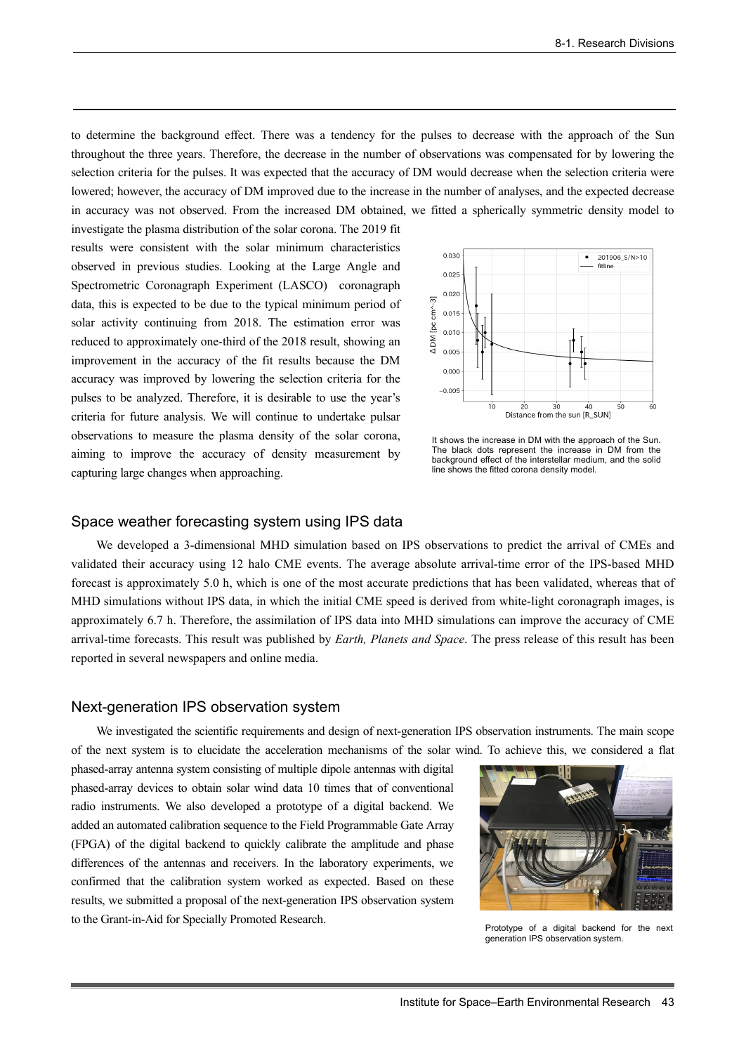to determine the background effect. There was a tendency for the pulses to decrease with the approach of the Sun throughout the three years. Therefore, the decrease in the number of observations was compensated for by lowering the selection criteria for the pulses. It was expected that the accuracy of DM would decrease when the selection criteria were lowered; however, the accuracy of DM improved due to the increase in the number of analyses, and the expected decrease in accuracy was not observed. From the increased DM obtained, we fitted a spherically symmetric density model to investigate the plasma distribution of the solar corona. The 2019 fit results were consistent with the solar minimum characteristics observed in previous studies. Looking at the Large Angle and Spectrometric Coronagraph Experiment (LASCO) coronagraph data, this is expected to be due to the typical minimum period of solar activity continuing from 2018. The estimation error was reduced to approximately one-third of the 2018 result, showing an improvement in the accuracy of the fit results because the DM accuracy was improved by lowering the selection criteria for the pulses to be analyzed. Therefore, it is desirable to use the year's criteria for future analysis. We will continue to undertake pulsar observations to measure the plasma density of the solar corona, aiming to improve the accuracy of density measurement by capturing large changes when approaching.

201906_S/N>10
fitline
ΔDM [pc cm^-3]
0.030
0.025
0.020
0.015
0.010
0.005
0.000
−0.005
10
20
30
40
50
60
Distance from the sun [R_SUN]

It shows the increase in DM with the approach of the Sun. The black dots represent the increase in DM from the background effect of the interstellar medium, and the solid line shows the fitted corona density model.

## Space weather forecasting system using IPS data

We developed a 3-dimensional MHD simulation based on IPS observations to predict the arrival of CMEs and validated their accuracy using 12 halo CME events. The average absolute arrival-time error of the IPS-based MHD forecast is approximately 5.0 h, which is one of the most accurate predictions that has been validated, whereas that of MHD simulations without IPS data, in which the initial CME speed is derived from white-light coronagraph images, is approximately 6.7 h. Therefore, the assimilation of IPS data into MHD simulations can improve the accuracy of CME arrival-time forecasts. This result was published by *Earth, Planets and Space*. The press release of this result has been reported in several newspapers and online media.

## Next-generation IPS observation system

We investigated the scientific requirements and design of next-generation IPS observation instruments. The main scope of the next system is to elucidate the acceleration mechanisms of the solar wind. To achieve this, we considered a flat phased-array antenna system consisting of multiple dipole antennas with digital phased-array devices to obtain solar wind data 10 times that of conventional radio instruments. We also developed a prototype of a digital backend. We added an automated calibration sequence to the Field Programmable Gate Array (FPGA) of the digital backend to quickly calibrate the amplitude and phase differences of the antennas and receivers. In the laboratory experiments, we confirmed that the calibration system worked as expected. Based on these results, we submitted a proposal of the next-generation IPS observation system to the Grant-in-Aid for Specially Promoted Research.

Prototype of a digital backend for the next generation IPS observation system.